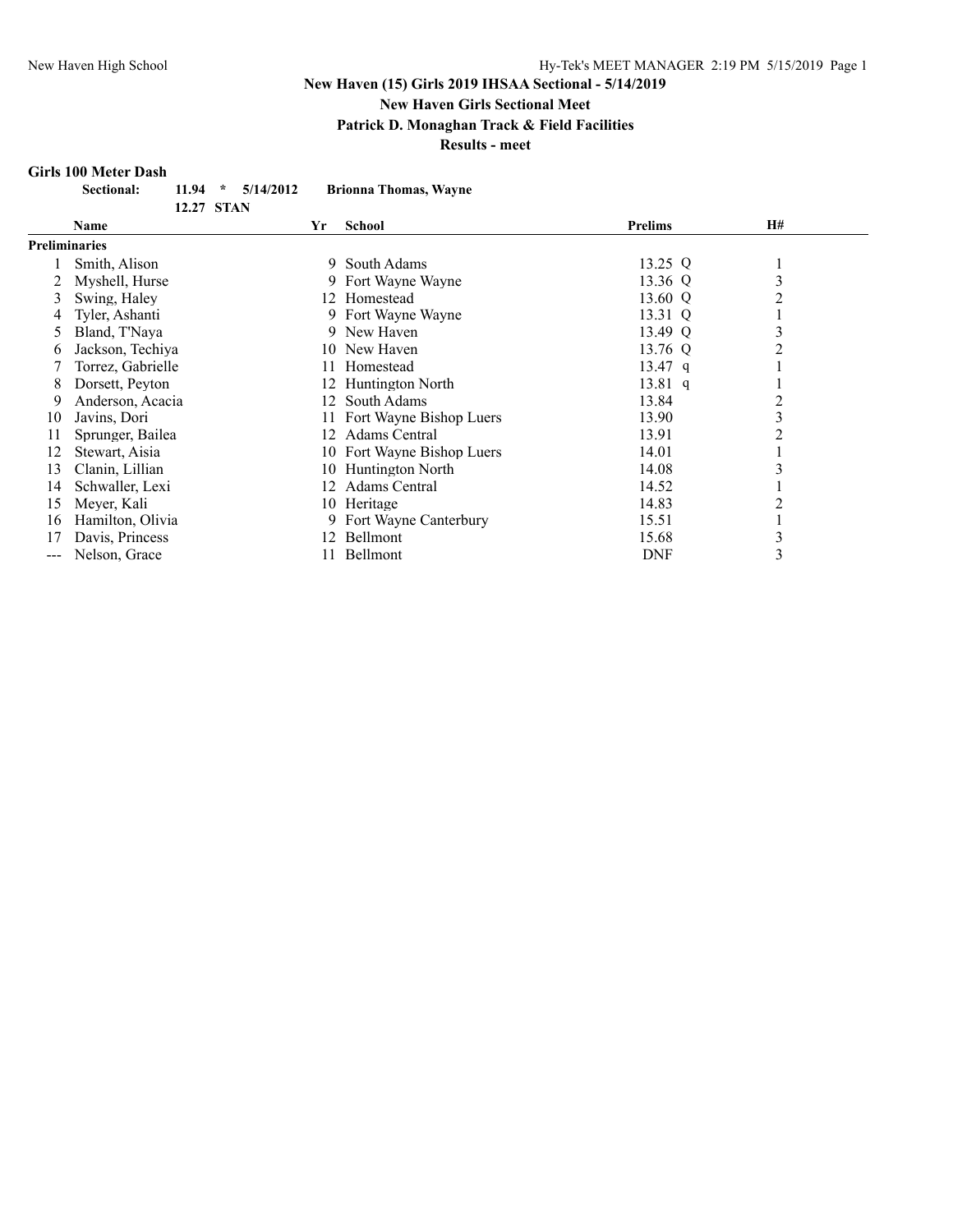## New Haven (15) Girls 2019 IHSAA Sectional - 5/14/2019

**New Haven Girls Sectional Meet**

**Patrick D. Monaghan Track & Field Facilities**

**Results - meet**

### Girls 100 Meter Dash

**Sectional:** **11.94 * 5/14/2012 Brionna Thomas, Wayne**

**12.27 STAN**

| | Name | Yr | School | Prelims | H# |
|---|---|---|---|---|---|
| **Preliminaries** | | | | | |
| 1 | Smith, Alison | 9 | South Adams | 13.25 Q | 1 |
| 2 | Myshell, Hurse | 9 | Fort Wayne Wayne | 13.36 Q | 3 |
| 3 | Swing, Haley | 12 | Homestead | 13.60 Q | 2 |
| 4 | Tyler, Ashanti | 9 | Fort Wayne Wayne | 13.31 Q | 1 |
| 5 | Bland, T'Naya | 9 | New Haven | 13.49 Q | 3 |
| 6 | Jackson, Techiya | 10 | New Haven | 13.76 Q | 2 |
| 7 | Torrez, Gabrielle | 11 | Homestead | 13.47 q | 1 |
| 8 | Dorsett, Peyton | 12 | Huntington North | 13.81 q | 1 |
| 9 | Anderson, Acacia | 12 | South Adams | 13.84 | 2 |
| 10 | Javins, Dori | 11 | Fort Wayne Bishop Luers | 13.90 | 3 |
| 11 | Sprunger, Bailea | 12 | Adams Central | 13.91 | 2 |
| 12 | Stewart, Aisia | 10 | Fort Wayne Bishop Luers | 14.01 | 1 |
| 13 | Clanin, Lillian | 10 | Huntington North | 14.08 | 3 |
| 14 | Schwaller, Lexi | 12 | Adams Central | 14.52 | 1 |
| 15 | Meyer, Kali | 10 | Heritage | 14.83 | 2 |
| 16 | Hamilton, Olivia | 9 | Fort Wayne Canterbury | 15.51 | 1 |
| 17 | Davis, Princess | 12 | Bellmont | 15.68 | 3 |
| --- | Nelson, Grace | 11 | Bellmont | DNF | 3 |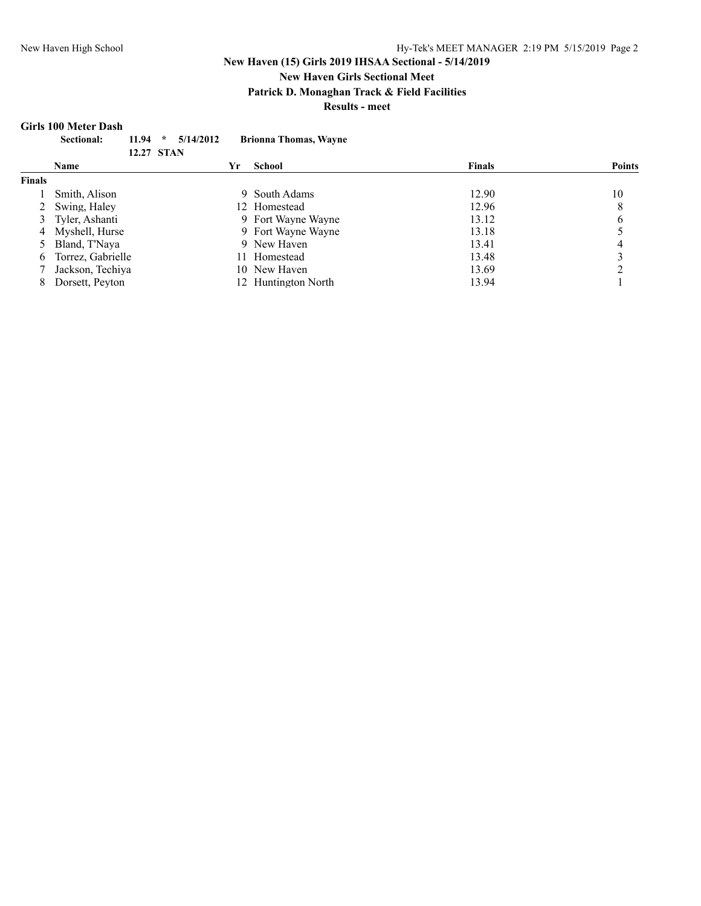## New Haven (15) Girls 2019 IHSAA Sectional - 5/14/2019

### New Haven Girls Sectional Meet

### Patrick D. Monaghan Track & Field Facilities

### Results - meet

**Girls 100 Meter Dash**

**Sectional: 11.94 * 5/14/2012 Brionna Thomas, Wayne**

**12.27 STAN**

| | Name | Yr | School | Finals | Points |
|---|---|---|---|---|---|
| **Finals** | | | | | |
| 1 | Smith, Alison | 9 | South Adams | 12.90 | 10 |
| 2 | Swing, Haley | 12 | Homestead | 12.96 | 8 |
| 3 | Tyler, Ashanti | 9 | Fort Wayne Wayne | 13.12 | 6 |
| 4 | Myshell, Hurse | 9 | Fort Wayne Wayne | 13.18 | 5 |
| 5 | Bland, T'Naya | 9 | New Haven | 13.41 | 4 |
| 6 | Torrez, Gabrielle | 11 | Homestead | 13.48 | 3 |
| 7 | Jackson, Techiya | 10 | New Haven | 13.69 | 2 |
| 8 | Dorsett, Peyton | 12 | Huntington North | 13.94 | 1 |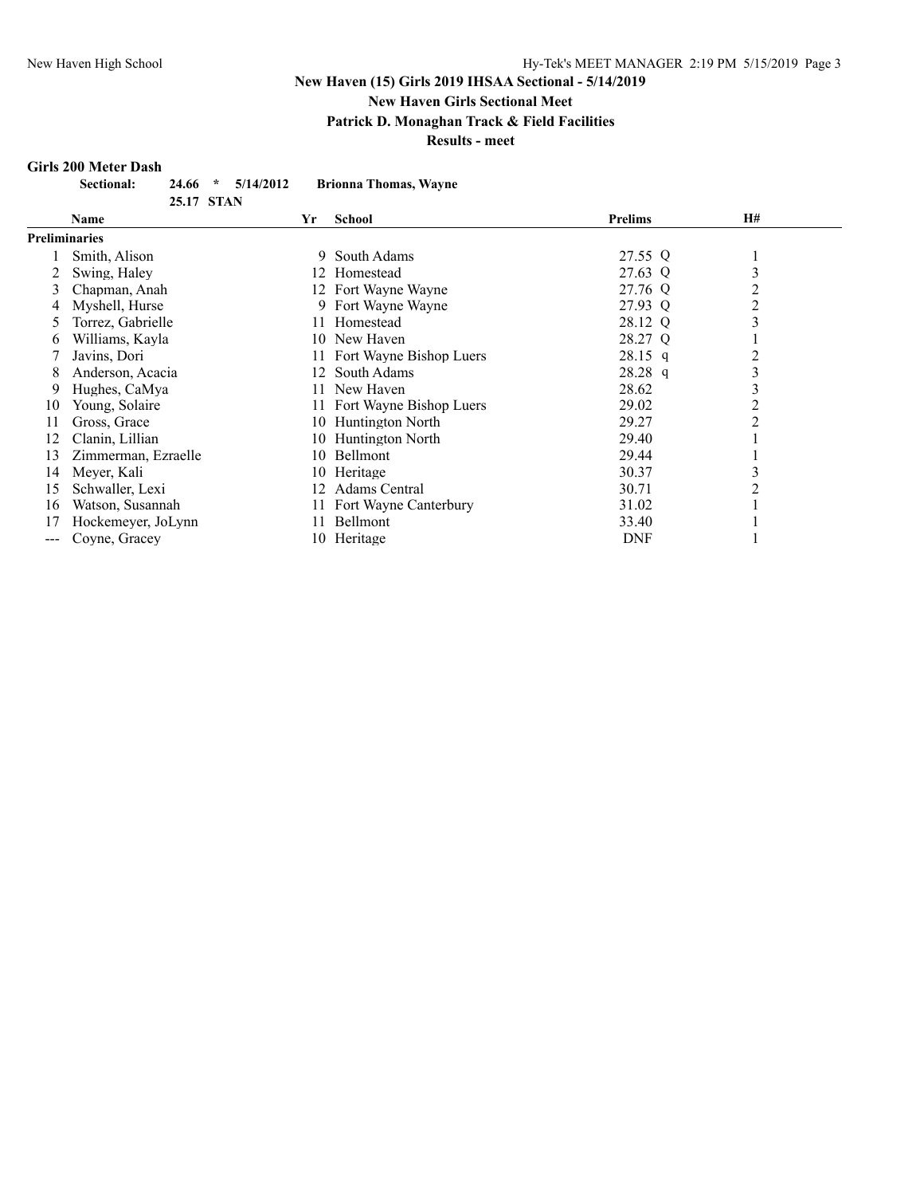**New Haven (15) Girls 2019 IHSAA Sectional - 5/14/2019**

**New Haven Girls Sectional Meet**

**Patrick D. Monaghan Track & Field Facilities**

**Results - meet**

### Girls 200 Meter Dash

**Sectional: 24.66 * 5/14/2012 Brionna Thomas, Wayne**
**25.17 STAN**

| | Name | Yr | School | Prelims | | H# |
|---|---|---|---|---|---|---|
| **Preliminaries** | | | | | | |
| 1 | Smith, Alison | 9 | South Adams | 27.55 | Q | 1 |
| 2 | Swing, Haley | 12 | Homestead | 27.63 | Q | 3 |
| 3 | Chapman, Anah | 12 | Fort Wayne Wayne | 27.76 | Q | 2 |
| 4 | Myshell, Hurse | 9 | Fort Wayne Wayne | 27.93 | Q | 2 |
| 5 | Torrez, Gabrielle | 11 | Homestead | 28.12 | Q | 3 |
| 6 | Williams, Kayla | 10 | New Haven | 28.27 | Q | 1 |
| 7 | Javins, Dori | 11 | Fort Wayne Bishop Luers | 28.15 | q | 2 |
| 8 | Anderson, Acacia | 12 | South Adams | 28.28 | q | 3 |
| 9 | Hughes, CaMya | 11 | New Haven | 28.62 | | 3 |
| 10 | Young, Solaire | 11 | Fort Wayne Bishop Luers | 29.02 | | 2 |
| 11 | Gross, Grace | 10 | Huntington North | 29.27 | | 2 |
| 12 | Clanin, Lillian | 10 | Huntington North | 29.40 | | 1 |
| 13 | Zimmerman, Ezraelle | 10 | Bellmont | 29.44 | | 1 |
| 14 | Meyer, Kali | 10 | Heritage | 30.37 | | 3 |
| 15 | Schwaller, Lexi | 12 | Adams Central | 30.71 | | 2 |
| 16 | Watson, Susannah | 11 | Fort Wayne Canterbury | 31.02 | | 1 |
| 17 | Hockemeyer, JoLynn | 11 | Bellmont | 33.40 | | 1 |
| --- | Coyne, Gracey | 10 | Heritage | DNF | | 1 |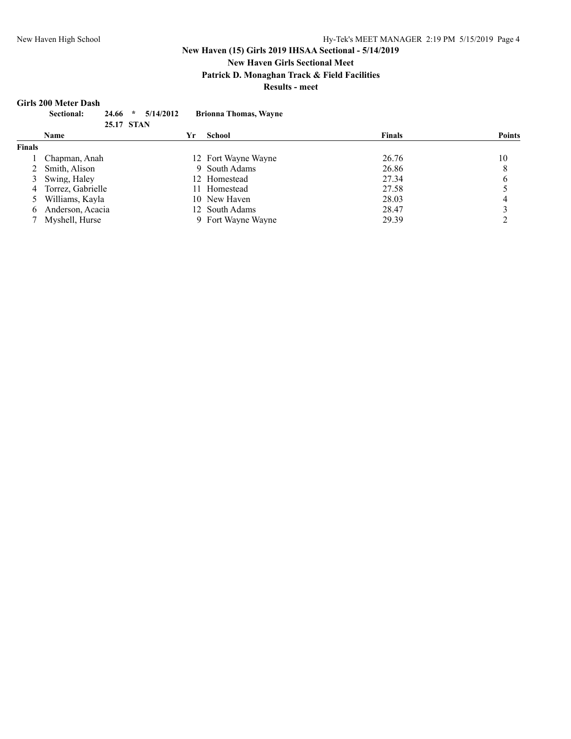## New Haven (15) Girls 2019 IHSAA Sectional - 5/14/2019

### New Haven Girls Sectional Meet

### Patrick D. Monaghan Track & Field Facilities

### Results - meet

**Girls 200 Meter Dash**

**Sectional:** **24.66 * 5/14/2012 Brionna Thomas, Wayne**

**25.17 STAN**

| | Name | Yr | School | Finals | Points |
|---|---|---|---|---|---|
| **Finals** | | | | | |
| 1 | Chapman, Anah | 12 | Fort Wayne Wayne | 26.76 | 10 |
| 2 | Smith, Alison | 9 | South Adams | 26.86 | 8 |
| 3 | Swing, Haley | 12 | Homestead | 27.34 | 6 |
| 4 | Torrez, Gabrielle | 11 | Homestead | 27.58 | 5 |
| 5 | Williams, Kayla | 10 | New Haven | 28.03 | 4 |
| 6 | Anderson, Acacia | 12 | South Adams | 28.47 | 3 |
| 7 | Myshell, Hurse | 9 | Fort Wayne Wayne | 29.39 | 2 |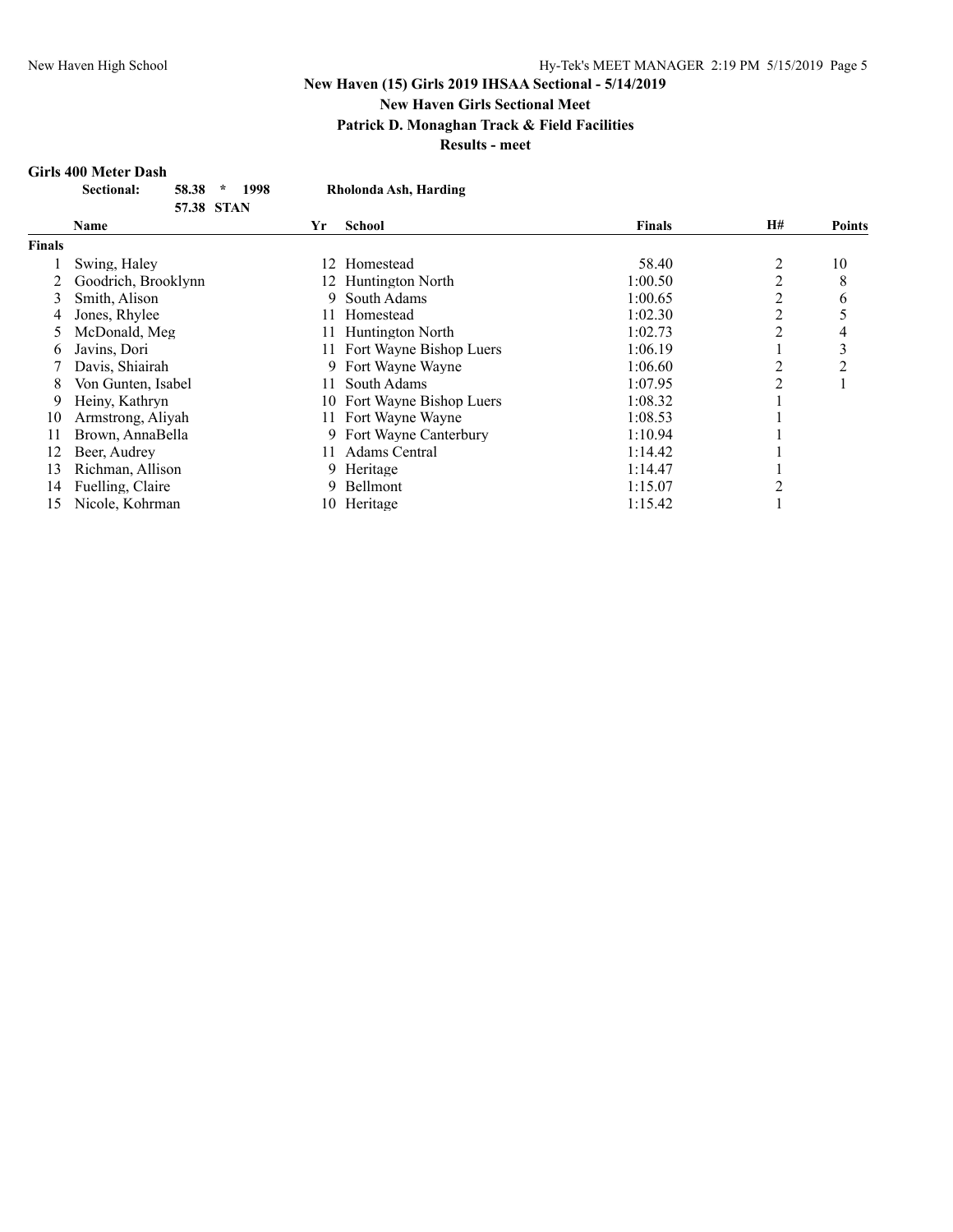New Haven (15) Girls 2019 IHSAA Sectional - 5/14/2019

New Haven Girls Sectional Meet

Patrick D. Monaghan Track & Field Facilities

Results - meet

## Girls 400 Meter Dash

**Sectional: 58.38 * 1998 Rholonda Ash, Harding**

**57.38 STAN**

| | Name | Yr | School | Finals | H# | Points |
|---|---|---|---|---|---|---|
| **Finals** | | | | | | |
| 1 | Swing, Haley | 12 | Homestead | 58.40 | 2 | 10 |
| 2 | Goodrich, Brooklynn | 12 | Huntington North | 1:00.50 | 2 | 8 |
| 3 | Smith, Alison | 9 | South Adams | 1:00.65 | 2 | 6 |
| 4 | Jones, Rhylee | 11 | Homestead | 1:02.30 | 2 | 5 |
| 5 | McDonald, Meg | 11 | Huntington North | 1:02.73 | 2 | 4 |
| 6 | Javins, Dori | 11 | Fort Wayne Bishop Luers | 1:06.19 | 1 | 3 |
| 7 | Davis, Shiairah | 9 | Fort Wayne Wayne | 1:06.60 | 2 | 2 |
| 8 | Von Gunten, Isabel | 11 | South Adams | 1:07.95 | 2 | 1 |
| 9 | Heiny, Kathryn | 10 | Fort Wayne Bishop Luers | 1:08.32 | 1 | |
| 10 | Armstrong, Aliyah | 11 | Fort Wayne Wayne | 1:08.53 | 1 | |
| 11 | Brown, AnnaBella | 9 | Fort Wayne Canterbury | 1:10.94 | 1 | |
| 12 | Beer, Audrey | 11 | Adams Central | 1:14.42 | 1 | |
| 13 | Richman, Allison | 9 | Heritage | 1:14.47 | 1 | |
| 14 | Fuelling, Claire | 9 | Bellmont | 1:15.07 | 2 | |
| 15 | Nicole, Kohrman | 10 | Heritage | 1:15.42 | 1 | |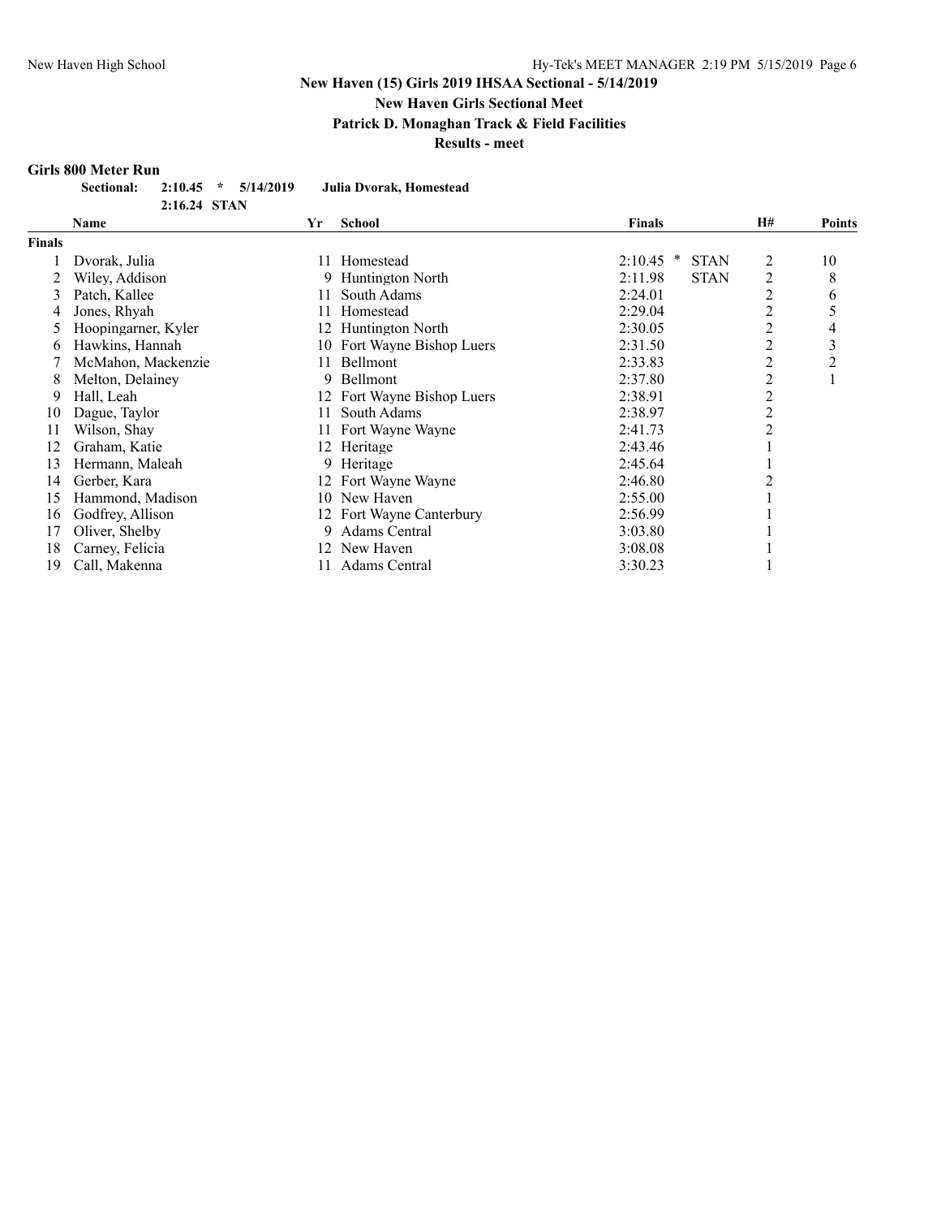## New Haven (15) Girls 2019 IHSAA Sectional - 5/14/2019

**New Haven Girls Sectional Meet**

**Patrick D. Monaghan Track & Field Facilities**

**Results - meet**

### Girls 800 Meter Run

**Sectional: 2:10.45 * 5/14/2019 Julia Dvorak, Homestead**

**2:16.24 STAN**

| | Name | Yr | School | Finals | | H# | Points |
|---|---|---|---|---|---|---|---|
| **Finals** | | | | | | | |
| 1 | Dvorak, Julia | 11 | Homestead | 2:10.45 * | STAN | 2 | 10 |
| 2 | Wiley, Addison | 9 | Huntington North | 2:11.98 | STAN | 2 | 8 |
| 3 | Patch, Kallee | 11 | South Adams | 2:24.01 | | 2 | 6 |
| 4 | Jones, Rhyah | 11 | Homestead | 2:29.04 | | 2 | 5 |
| 5 | Hoopingarner, Kyler | 12 | Huntington North | 2:30.05 | | 2 | 4 |
| 6 | Hawkins, Hannah | 10 | Fort Wayne Bishop Luers | 2:31.50 | | 2 | 3 |
| 7 | McMahon, Mackenzie | 11 | Bellmont | 2:33.83 | | 2 | 2 |
| 8 | Melton, Delainey | 9 | Bellmont | 2:37.80 | | 2 | 1 |
| 9 | Hall, Leah | 12 | Fort Wayne Bishop Luers | 2:38.91 | | 2 | |
| 10 | Dague, Taylor | 11 | South Adams | 2:38.97 | | 2 | |
| 11 | Wilson, Shay | 11 | Fort Wayne Wayne | 2:41.73 | | 2 | |
| 12 | Graham, Katie | 12 | Heritage | 2:43.46 | | 1 | |
| 13 | Hermann, Maleah | 9 | Heritage | 2:45.64 | | 1 | |
| 14 | Gerber, Kara | 12 | Fort Wayne Wayne | 2:46.80 | | 2 | |
| 15 | Hammond, Madison | 10 | New Haven | 2:55.00 | | 1 | |
| 16 | Godfrey, Allison | 12 | Fort Wayne Canterbury | 2:56.99 | | 1 | |
| 17 | Oliver, Shelby | 9 | Adams Central | 3:03.80 | | 1 | |
| 18 | Carney, Felicia | 12 | New Haven | 3:08.08 | | 1 | |
| 19 | Call, Makenna | 11 | Adams Central | 3:30.23 | | 1 | |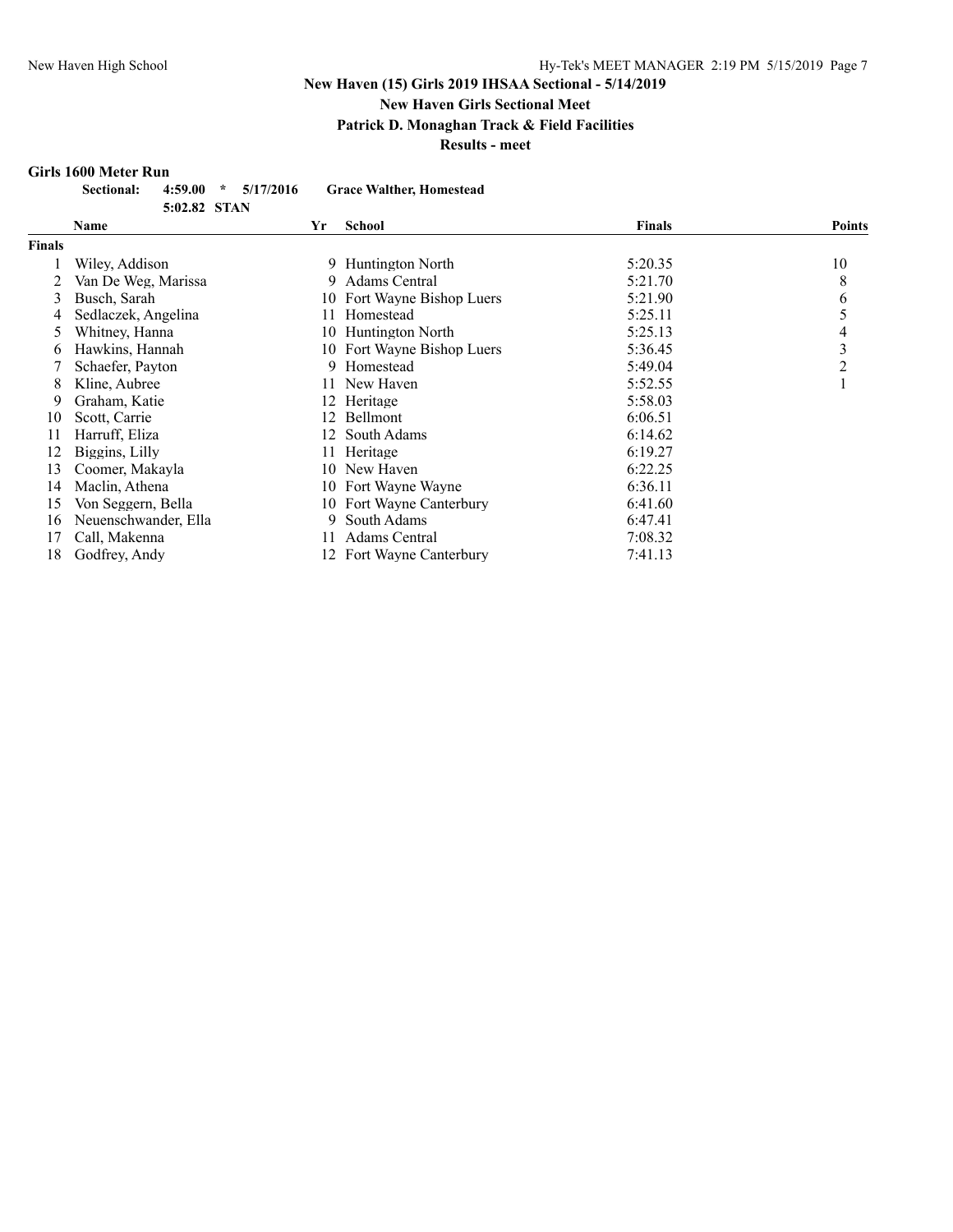**New Haven (15) Girls 2019 IHSAA Sectional - 5/14/2019**

**New Haven Girls Sectional Meet**

**Patrick D. Monaghan Track & Field Facilities**

**Results - meet**

### Girls 1600 Meter Run

**Sectional:** **4:59.00 * 5/17/2016 Grace Walther, Homestead**

**5:02.82 STAN**

| | Name | Yr | School | Finals | Points |
|---|---|---|---|---|---|
| **Finals** | | | | | |
| 1 | Wiley, Addison | 9 | Huntington North | 5:20.35 | 10 |
| 2 | Van De Weg, Marissa | 9 | Adams Central | 5:21.70 | 8 |
| 3 | Busch, Sarah | 10 | Fort Wayne Bishop Luers | 5:21.90 | 6 |
| 4 | Sedlaczek, Angelina | 11 | Homestead | 5:25.11 | 5 |
| 5 | Whitney, Hanna | 10 | Huntington North | 5:25.13 | 4 |
| 6 | Hawkins, Hannah | 10 | Fort Wayne Bishop Luers | 5:36.45 | 3 |
| 7 | Schaefer, Payton | 9 | Homestead | 5:49.04 | 2 |
| 8 | Kline, Aubree | 11 | New Haven | 5:52.55 | 1 |
| 9 | Graham, Katie | 12 | Heritage | 5:58.03 | |
| 10 | Scott, Carrie | 12 | Bellmont | 6:06.51 | |
| 11 | Harruff, Eliza | 12 | South Adams | 6:14.62 | |
| 12 | Biggins, Lilly | 11 | Heritage | 6:19.27 | |
| 13 | Coomer, Makayla | 10 | New Haven | 6:22.25 | |
| 14 | Maclin, Athena | 10 | Fort Wayne Wayne | 6:36.11 | |
| 15 | Von Seggern, Bella | 10 | Fort Wayne Canterbury | 6:41.60 | |
| 16 | Neuenschwander, Ella | 9 | South Adams | 6:47.41 | |
| 17 | Call, Makenna | 11 | Adams Central | 7:08.32 | |
| 18 | Godfrey, Andy | 12 | Fort Wayne Canterbury | 7:41.13 | |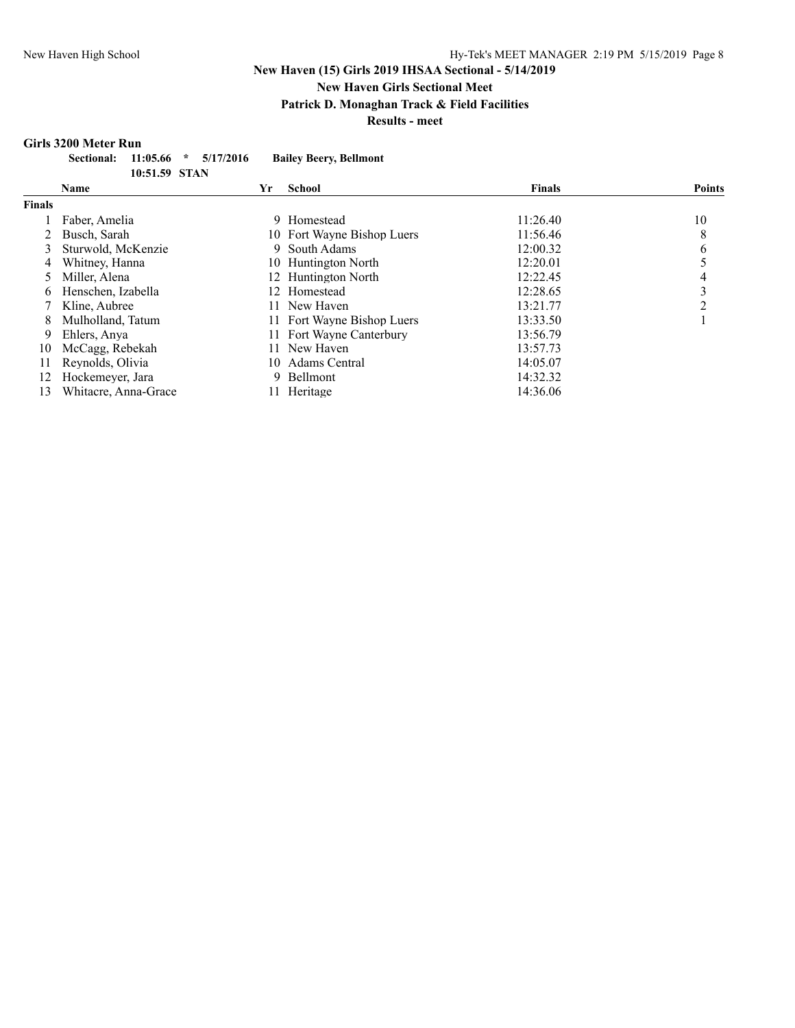## New Haven (15) Girls 2019 IHSAA Sectional - 5/14/2019

**New Haven Girls Sectional Meet**

**Patrick D. Monaghan Track & Field Facilities**

**Results - meet**

### Girls 3200 Meter Run

**Sectional: 11:05.66 * 5/17/2016 Bailey Beery, Bellmont**

**10:51.59 STAN**

| | Name | Yr | School | Finals | Points |
|---|---|---|---|---|---|
| **Finals** | | | | | |
| 1 | Faber, Amelia | 9 | Homestead | 11:26.40 | 10 |
| 2 | Busch, Sarah | 10 | Fort Wayne Bishop Luers | 11:56.46 | 8 |
| 3 | Sturwold, McKenzie | 9 | South Adams | 12:00.32 | 6 |
| 4 | Whitney, Hanna | 10 | Huntington North | 12:20.01 | 5 |
| 5 | Miller, Alena | 12 | Huntington North | 12:22.45 | 4 |
| 6 | Henschen, Izabella | 12 | Homestead | 12:28.65 | 3 |
| 7 | Kline, Aubree | 11 | New Haven | 13:21.77 | 2 |
| 8 | Mulholland, Tatum | 11 | Fort Wayne Bishop Luers | 13:33.50 | 1 |
| 9 | Ehlers, Anya | 11 | Fort Wayne Canterbury | 13:56.79 | |
| 10 | McCagg, Rebekah | 11 | New Haven | 13:57.73 | |
| 11 | Reynolds, Olivia | 10 | Adams Central | 14:05.07 | |
| 12 | Hockemeyer, Jara | 9 | Bellmont | 14:32.32 | |
| 13 | Whitacre, Anna-Grace | 11 | Heritage | 14:36.06 | |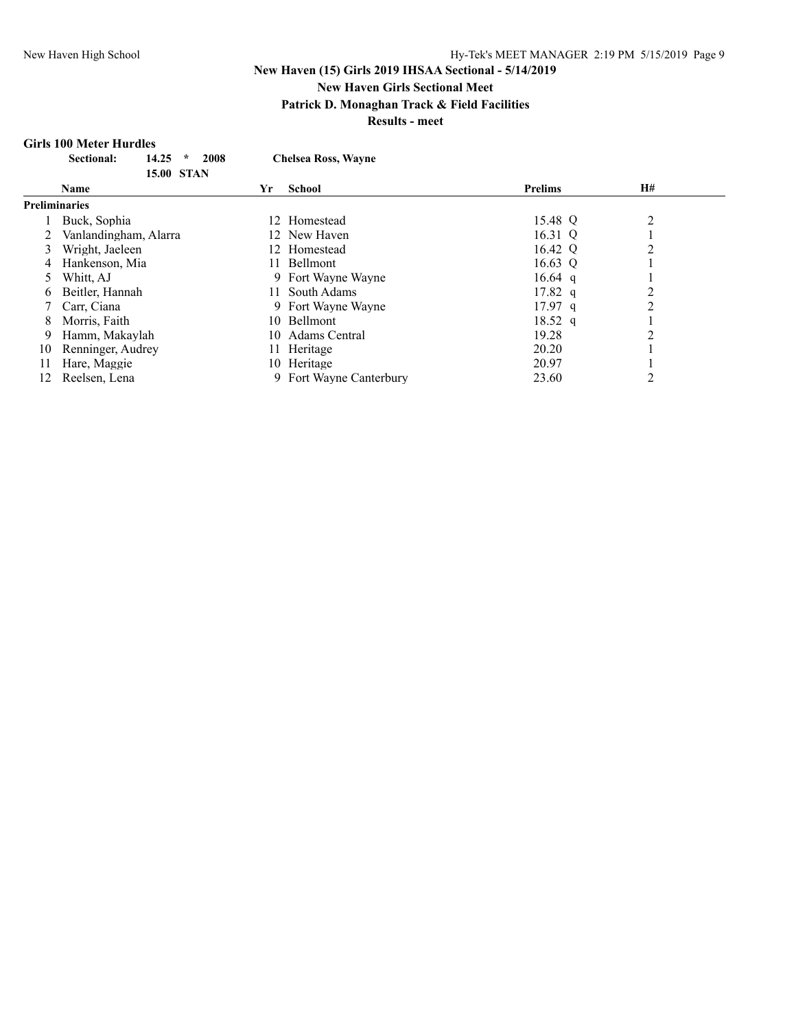# New Haven (15) Girls 2019 IHSAA Sectional - 5/14/2019

## New Haven Girls Sectional Meet

## Patrick D. Monaghan Track & Field Facilities

## Results - meet

### Girls 100 Meter Hurdles

**Sectional: 14.25 * 2008 Chelsea Ross, Wayne**

**15.00 STAN**

| | Name | Yr | School | Prelims | | H# |
|---|---|---|---|---|---|---|
| **Preliminaries** | | | | | | |
| 1 | Buck, Sophia | 12 | Homestead | 15.48 | Q | 2 |
| 2 | Vanlandingham, Alarra | 12 | New Haven | 16.31 | Q | 1 |
| 3 | Wright, Jaeleen | 12 | Homestead | 16.42 | Q | 2 |
| 4 | Hankenson, Mia | 11 | Bellmont | 16.63 | Q | 1 |
| 5 | Whitt, AJ | 9 | Fort Wayne Wayne | 16.64 | q | 1 |
| 6 | Beitler, Hannah | 11 | South Adams | 17.82 | q | 2 |
| 7 | Carr, Ciana | 9 | Fort Wayne Wayne | 17.97 | q | 2 |
| 8 | Morris, Faith | 10 | Bellmont | 18.52 | q | 1 |
| 9 | Hamm, Makaylah | 10 | Adams Central | 19.28 | | 2 |
| 10 | Renninger, Audrey | 11 | Heritage | 20.20 | | 1 |
| 11 | Hare, Maggie | 10 | Heritage | 20.97 | | 1 |
| 12 | Reelsen, Lena | 9 | Fort Wayne Canterbury | 23.60 | | 2 |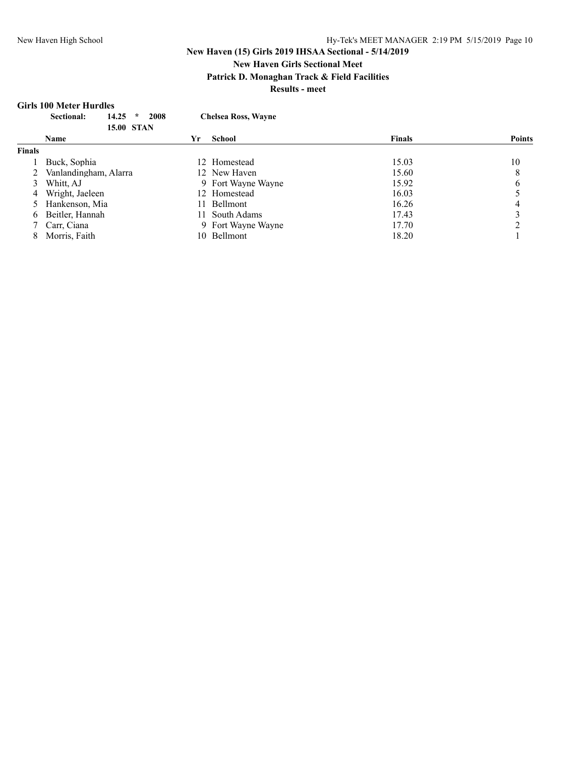## New Haven (15) Girls 2019 IHSAA Sectional - 5/14/2019

### New Haven Girls Sectional Meet

### Patrick D. Monaghan Track & Field Facilities

### Results - meet

**Girls 100 Meter Hurdles**

**Sectional:** **14.25 * 2008** **Chelsea Ross, Wayne**

**15.00 STAN**

| | Name | Yr | School | Finals | Points |
|---|---|---|---|---|---|
| **Finals** | | | | | |
| 1 | Buck, Sophia | 12 | Homestead | 15.03 | 10 |
| 2 | Vanlandingham, Alarra | 12 | New Haven | 15.60 | 8 |
| 3 | Whitt, AJ | 9 | Fort Wayne Wayne | 15.92 | 6 |
| 4 | Wright, Jaeleen | 12 | Homestead | 16.03 | 5 |
| 5 | Hankenson, Mia | 11 | Bellmont | 16.26 | 4 |
| 6 | Beitler, Hannah | 11 | South Adams | 17.43 | 3 |
| 7 | Carr, Ciana | 9 | Fort Wayne Wayne | 17.70 | 2 |
| 8 | Morris, Faith | 10 | Bellmont | 18.20 | 1 |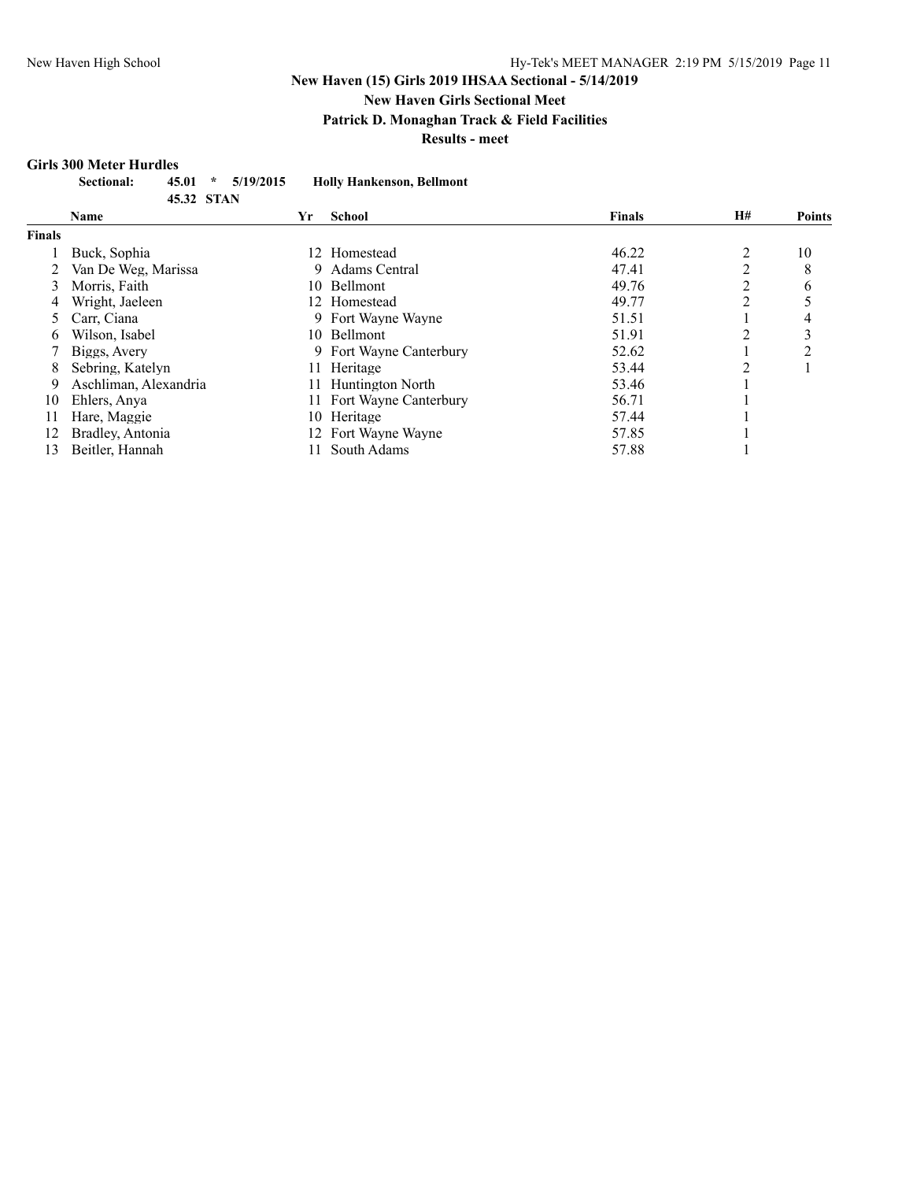# New Haven (15) Girls 2019 IHSAA Sectional - 5/14/2019

**New Haven Girls Sectional Meet**

**Patrick D. Monaghan Track & Field Facilities**

**Results - meet**

### Girls 300 Meter Hurdles

**Sectional: 45.01 * 5/19/2015 Holly Hankenson, Bellmont**

**45.32 STAN**

| | Name | Yr | School | Finals | H# | Points |
|---|---|---|---|---|---|---|
| **Finals** | | | | | | |
| 1 | Buck, Sophia | 12 | Homestead | 46.22 | 2 | 10 |
| 2 | Van De Weg, Marissa | 9 | Adams Central | 47.41 | 2 | 8 |
| 3 | Morris, Faith | 10 | Bellmont | 49.76 | 2 | 6 |
| 4 | Wright, Jaeleen | 12 | Homestead | 49.77 | 2 | 5 |
| 5 | Carr, Ciana | 9 | Fort Wayne Wayne | 51.51 | 1 | 4 |
| 6 | Wilson, Isabel | 10 | Bellmont | 51.91 | 2 | 3 |
| 7 | Biggs, Avery | 9 | Fort Wayne Canterbury | 52.62 | 1 | 2 |
| 8 | Sebring, Katelyn | 11 | Heritage | 53.44 | 2 | 1 |
| 9 | Aschliman, Alexandria | 11 | Huntington North | 53.46 | 1 | |
| 10 | Ehlers, Anya | 11 | Fort Wayne Canterbury | 56.71 | 1 | |
| 11 | Hare, Maggie | 10 | Heritage | 57.44 | 1 | |
| 12 | Bradley, Antonia | 12 | Fort Wayne Wayne | 57.85 | 1 | |
| 13 | Beitler, Hannah | 11 | South Adams | 57.88 | 1 | |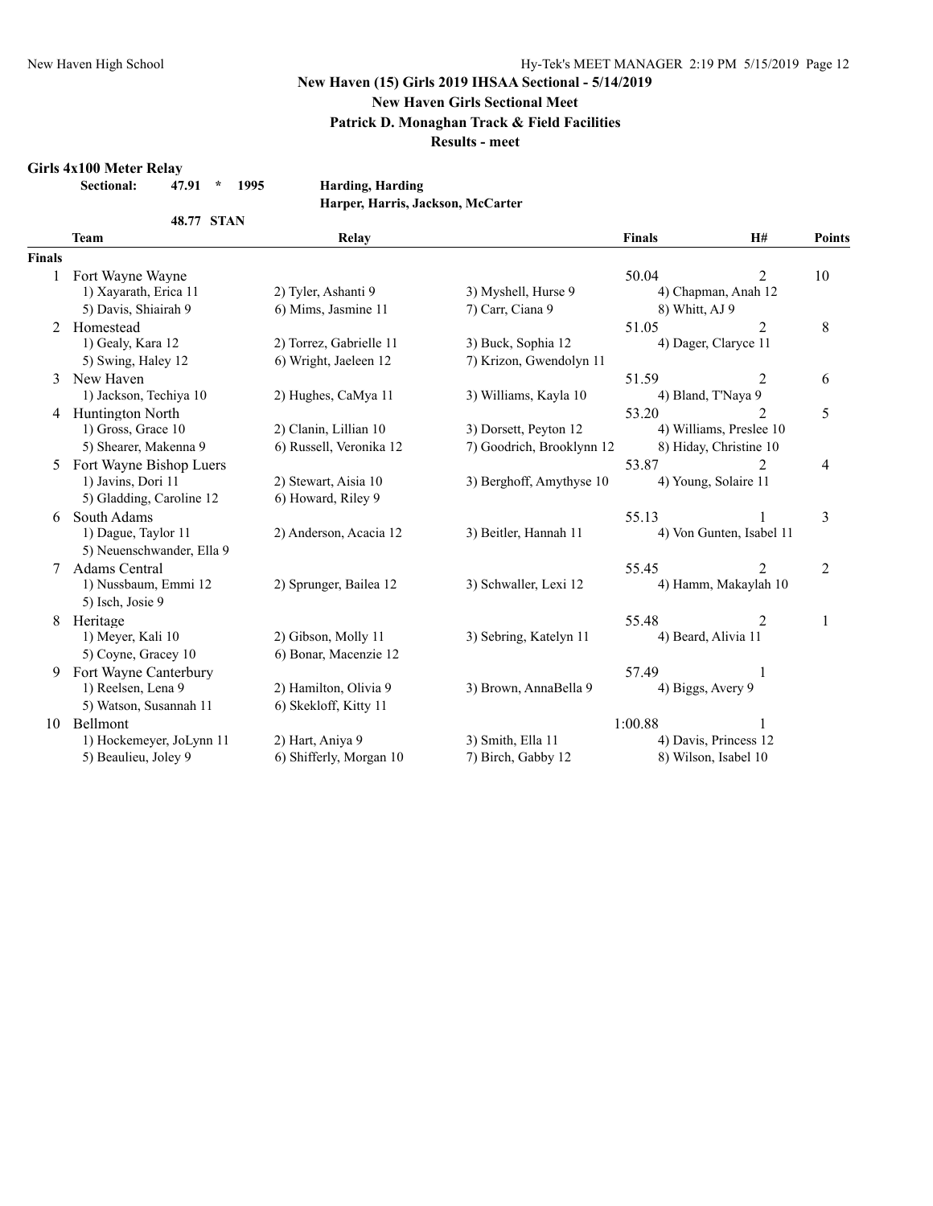**New Haven (15) Girls 2019 IHSAA Sectional - 5/14/2019**
**New Haven Girls Sectional Meet**
**Patrick D. Monaghan Track & Field Facilities**
**Results - meet**

### Girls 4x100 Meter Relay

**Sectional: 47.91 * 1995 Harding, Harding**
**Harper, Harris, Jackson, McCarter**
**48.77 STAN**

| | Team | Relay | | Finals | H# | Points |
|---|---|---|---|---|---|---|
| **Finals** | | | | | | |
| 1 | Fort Wayne Wayne | | | 50.04 | 2 | 10 |
| | 1) Xayarath, Erica 11 | 2) Tyler, Ashanti 9 | 3) Myshell, Hurse 9 | 4) Chapman, Anah 12 | | |
| | 5) Davis, Shiairah 9 | 6) Mims, Jasmine 11 | 7) Carr, Ciana 9 | 8) Whitt, AJ 9 | | |
| 2 | Homestead | | | 51.05 | 2 | 8 |
| | 1) Gealy, Kara 12 | 2) Torrez, Gabrielle 11 | 3) Buck, Sophia 12 | 4) Dager, Claryce 11 | | |
| | 5) Swing, Haley 12 | 6) Wright, Jaeleen 12 | 7) Krizon, Gwendolyn 11 | | | |
| 3 | New Haven | | | 51.59 | 2 | 6 |
| | 1) Jackson, Techiya 10 | 2) Hughes, CaMya 11 | 3) Williams, Kayla 10 | 4) Bland, T'Naya 9 | | |
| 4 | Huntington North | | | 53.20 | 2 | 5 |
| | 1) Gross, Grace 10 | 2) Clanin, Lillian 10 | 3) Dorsett, Peyton 12 | 4) Williams, Preslee 10 | | |
| | 5) Shearer, Makenna 9 | 6) Russell, Veronika 12 | 7) Goodrich, Brooklynn 12 | 8) Hiday, Christine 10 | | |
| 5 | Fort Wayne Bishop Luers | | | 53.87 | 2 | 4 |
| | 1) Javins, Dori 11 | 2) Stewart, Aisia 10 | 3) Berghoff, Amythyse 10 | 4) Young, Solaire 11 | | |
| | 5) Gladding, Caroline 12 | 6) Howard, Riley 9 | | | | |
| 6 | South Adams | | | 55.13 | 1 | 3 |
| | 1) Dague, Taylor 11 | 2) Anderson, Acacia 12 | 3) Beitler, Hannah 11 | 4) Von Gunten, Isabel 11 | | |
| | 5) Neuenschwander, Ella 9 | | | | | |
| 7 | Adams Central | | | 55.45 | 2 | 2 |
| | 1) Nussbaum, Emmi 12 | 2) Sprunger, Bailea 12 | 3) Schwaller, Lexi 12 | 4) Hamm, Makaylah 10 | | |
| | 5) Isch, Josie 9 | | | | | |
| 8 | Heritage | | | 55.48 | 2 | 1 |
| | 1) Meyer, Kali 10 | 2) Gibson, Molly 11 | 3) Sebring, Katelyn 11 | 4) Beard, Alivia 11 | | |
| | 5) Coyne, Gracey 10 | 6) Bonar, Macenzie 12 | | | | |
| 9 | Fort Wayne Canterbury | | | 57.49 | 1 | |
| | 1) Reelsen, Lena 9 | 2) Hamilton, Olivia 9 | 3) Brown, AnnaBella 9 | 4) Biggs, Avery 9 | | |
| | 5) Watson, Susannah 11 | 6) Skekloff, Kitty 11 | | | | |
| 10 | Bellmont | | | 1:00.88 | 1 | |
| | 1) Hockemeyer, JoLynn 11 | 2) Hart, Aniya 9 | 3) Smith, Ella 11 | 4) Davis, Princess 12 | | |
| | 5) Beaulieu, Joley 9 | 6) Shifferly, Morgan 10 | 7) Birch, Gabby 12 | 8) Wilson, Isabel 10 | | |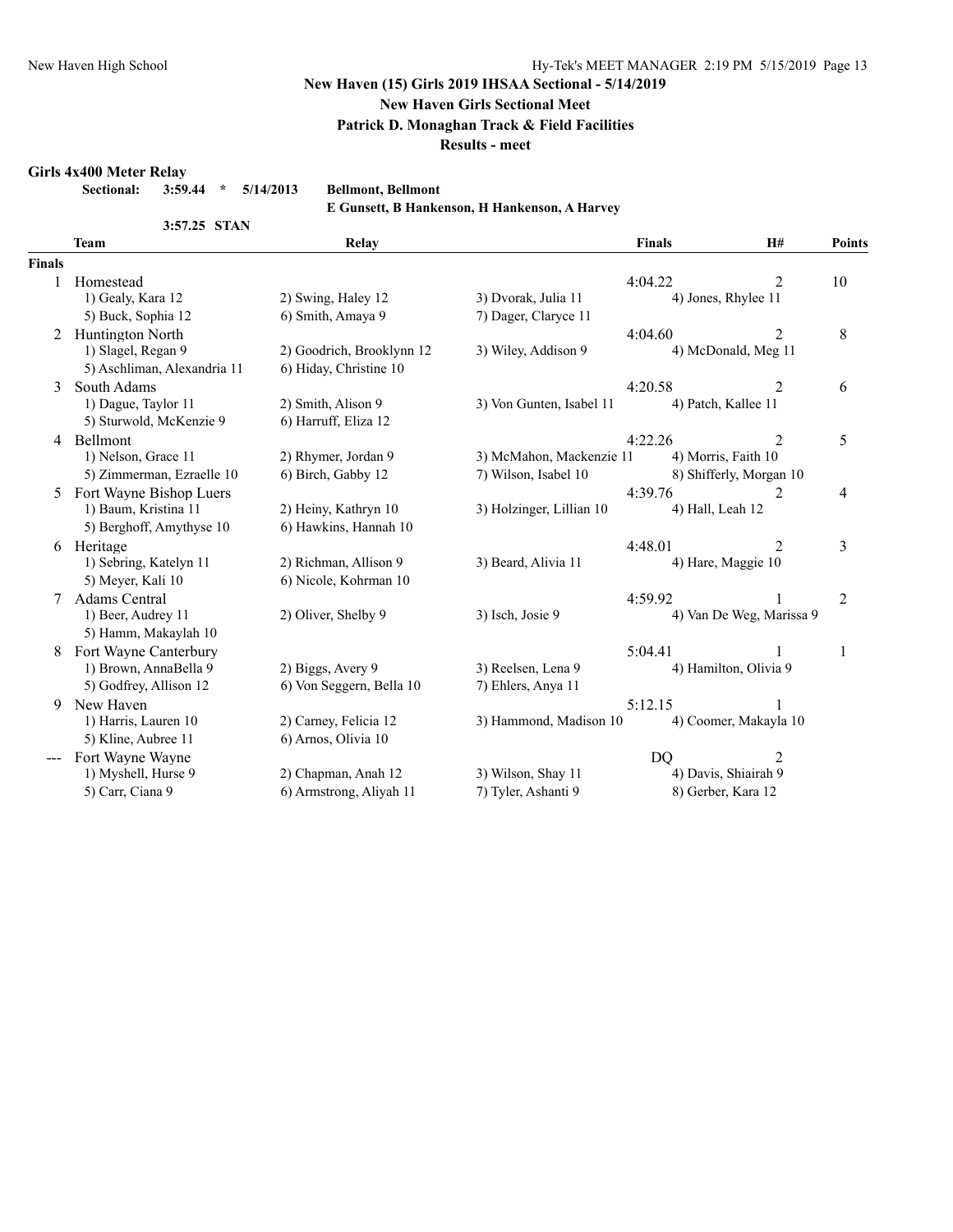# New Haven (15) Girls 2019 IHSAA Sectional - 5/14/2019

## New Haven Girls Sectional Meet

## Patrick D. Monaghan Track & Field Facilities

## Results - meet

### Girls 4x400 Meter Relay

**Sectional: 3:59.44 * 5/14/2013 Bellmont, Bellmont**
**E Gunsett, B Hankenson, H Hankenson, A Harvey**

**3:57.25 STAN**

| | Team | Relay | | Finals | H# | Points |
|---|---|---|---|---|---|---|
| **Finals** | | | | | | |
| 1 | Homestead | | | 4:04.22 | 2 | 10 |
| | 1) Gealy, Kara 12 | 2) Swing, Haley 12 | 3) Dvorak, Julia 11 | 4) Jones, Rhylee 11 | | |
| | 5) Buck, Sophia 12 | 6) Smith, Amaya 9 | 7) Dager, Claryce 11 | | | |
| 2 | Huntington North | | | 4:04.60 | 2 | 8 |
| | 1) Slagel, Regan 9 | 2) Goodrich, Brooklynn 12 | 3) Wiley, Addison 9 | 4) McDonald, Meg 11 | | |
| | 5) Aschliman, Alexandria 11 | 6) Hiday, Christine 10 | | | | |
| 3 | South Adams | | | 4:20.58 | 2 | 6 |
| | 1) Dague, Taylor 11 | 2) Smith, Alison 9 | 3) Von Gunten, Isabel 11 | 4) Patch, Kallee 11 | | |
| | 5) Sturwold, McKenzie 9 | 6) Harruff, Eliza 12 | | | | |
| 4 | Bellmont | | | 4:22.26 | 2 | 5 |
| | 1) Nelson, Grace 11 | 2) Rhymer, Jordan 9 | 3) McMahon, Mackenzie 11 | 4) Morris, Faith 10 | | |
| | 5) Zimmerman, Ezraelle 10 | 6) Birch, Gabby 12 | 7) Wilson, Isabel 10 | 8) Shifferly, Morgan 10 | | |
| 5 | Fort Wayne Bishop Luers | | | 4:39.76 | 2 | 4 |
| | 1) Baum, Kristina 11 | 2) Heiny, Kathryn 10 | 3) Holzinger, Lillian 10 | 4) Hall, Leah 12 | | |
| | 5) Berghoff, Amythyse 10 | 6) Hawkins, Hannah 10 | | | | |
| 6 | Heritage | | | 4:48.01 | 2 | 3 |
| | 1) Sebring, Katelyn 11 | 2) Richman, Allison 9 | 3) Beard, Alivia 11 | 4) Hare, Maggie 10 | | |
| | 5) Meyer, Kali 10 | 6) Nicole, Kohrman 10 | | | | |
| 7 | Adams Central | | | 4:59.92 | 1 | 2 |
| | 1) Beer, Audrey 11 | 2) Oliver, Shelby 9 | 3) Isch, Josie 9 | 4) Van De Weg, Marissa 9 | | |
| | 5) Hamm, Makaylah 10 | | | | | |
| 8 | Fort Wayne Canterbury | | | 5:04.41 | 1 | 1 |
| | 1) Brown, AnnaBella 9 | 2) Biggs, Avery 9 | 3) Reelsen, Lena 9 | 4) Hamilton, Olivia 9 | | |
| | 5) Godfrey, Allison 12 | 6) Von Seggern, Bella 10 | 7) Ehlers, Anya 11 | | | |
| 9 | New Haven | | | 5:12.15 | 1 | |
| | 1) Harris, Lauren 10 | 2) Carney, Felicia 12 | 3) Hammond, Madison 10 | 4) Coomer, Makayla 10 | | |
| | 5) Kline, Aubree 11 | 6) Arnos, Olivia 10 | | | | |
| --- | Fort Wayne Wayne | | | DQ | 2 | |
| | 1) Myshell, Hurse 9 | 2) Chapman, Anah 12 | 3) Wilson, Shay 11 | 4) Davis, Shiairah 9 | | |
| | 5) Carr, Ciana 9 | 6) Armstrong, Aliyah 11 | 7) Tyler, Ashanti 9 | 8) Gerber, Kara 12 | | |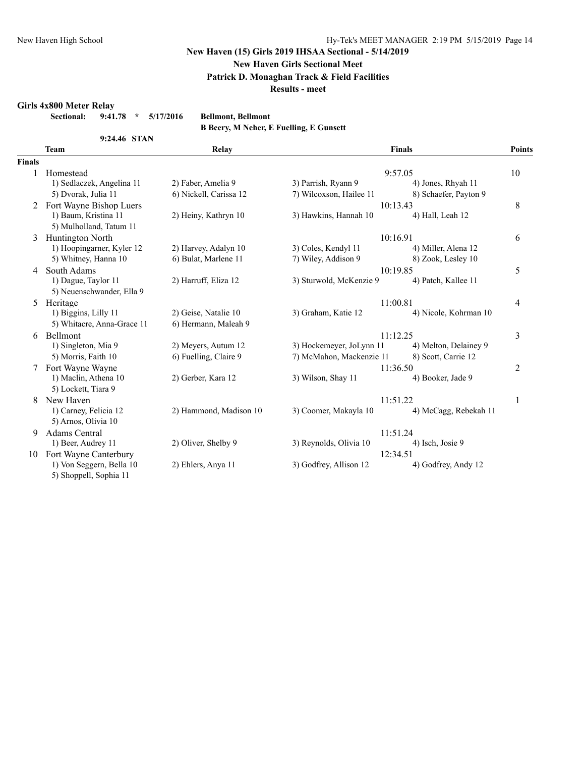# New Haven (15) Girls 2019 IHSAA Sectional - 5/14/2019

## New Haven Girls Sectional Meet

### Patrick D. Monaghan Track & Field Facilities

### Results - meet

**Girls 4x800 Meter Relay**

**Sectional: 9:41.78 * 5/17/2016 Bellmont, Bellmont**
**B Beery, M Neher, E Fuelling, E Gunsett**

9:24.46 STAN

| | Team | Relay | Finals | Points |
|---|---|---|---|---|
| **Finals** | | | | |
| 1 | Homestead | | 9:57.05 | 10 |
| | 1) Sedlaczek, Angelina 11; 2) Faber, Amelia 9; 3) Parrish, Ryann 9; 4) Jones, Rhyah 11 | | | |
| | 5) Dvorak, Julia 11; 6) Nickell, Carissa 12; 7) Wilcoxson, Hailee 11; 8) Schaefer, Payton 9 | | | |
| 2 | Fort Wayne Bishop Luers | | 10:13.43 | 8 |
| | 1) Baum, Kristina 11; 2) Heiny, Kathryn 10; 3) Hawkins, Hannah 10; 4) Hall, Leah 12 | | | |
| | 5) Mulholland, Tatum 11 | | | |
| 3 | Huntington North | | 10:16.91 | 6 |
| | 1) Hoopingarner, Kyler 12; 2) Harvey, Adalyn 10; 3) Coles, Kendyl 11; 4) Miller, Alena 12 | | | |
| | 5) Whitney, Hanna 10; 6) Bulat, Marlene 11; 7) Wiley, Addison 9; 8) Zook, Lesley 10 | | | |
| 4 | South Adams | | 10:19.85 | 5 |
| | 1) Dague, Taylor 11; 2) Harruff, Eliza 12; 3) Sturwold, McKenzie 9; 4) Patch, Kallee 11 | | | |
| | 5) Neuenschwander, Ella 9 | | | |
| 5 | Heritage | | 11:00.81 | 4 |
| | 1) Biggins, Lilly 11; 2) Geise, Natalie 10; 3) Graham, Katie 12; 4) Nicole, Kohrman 10 | | | |
| | 5) Whitacre, Anna-Grace 11; 6) Hermann, Maleah 9 | | | |
| 6 | Bellmont | | 11:12.25 | 3 |
| | 1) Singleton, Mia 9; 2) Meyers, Autum 12; 3) Hockemeyer, JoLynn 11; 4) Melton, Delainey 9 | | | |
| | 5) Morris, Faith 10; 6) Fuelling, Claire 9; 7) McMahon, Mackenzie 11; 8) Scott, Carrie 12 | | | |
| 7 | Fort Wayne Wayne | | 11:36.50 | 2 |
| | 1) Maclin, Athena 10; 2) Gerber, Kara 12; 3) Wilson, Shay 11; 4) Booker, Jade 9 | | | |
| | 5) Lockett, Tiara 9 | | | |
| 8 | New Haven | | 11:51.22 | 1 |
| | 1) Carney, Felicia 12; 2) Hammond, Madison 10; 3) Coomer, Makayla 10; 4) McCagg, Rebekah 11 | | | |
| | 5) Arnos, Olivia 10 | | | |
| 9 | Adams Central | | 11:51.24 | |
| | 1) Beer, Audrey 11; 2) Oliver, Shelby 9; 3) Reynolds, Olivia 10; 4) Isch, Josie 9 | | | |
| 10 | Fort Wayne Canterbury | | 12:34.51 | |
| | 1) Von Seggern, Bella 10; 2) Ehlers, Anya 11; 3) Godfrey, Allison 12; 4) Godfrey, Andy 12 | | | |
| | 5) Shoppell, Sophia 11 | | | |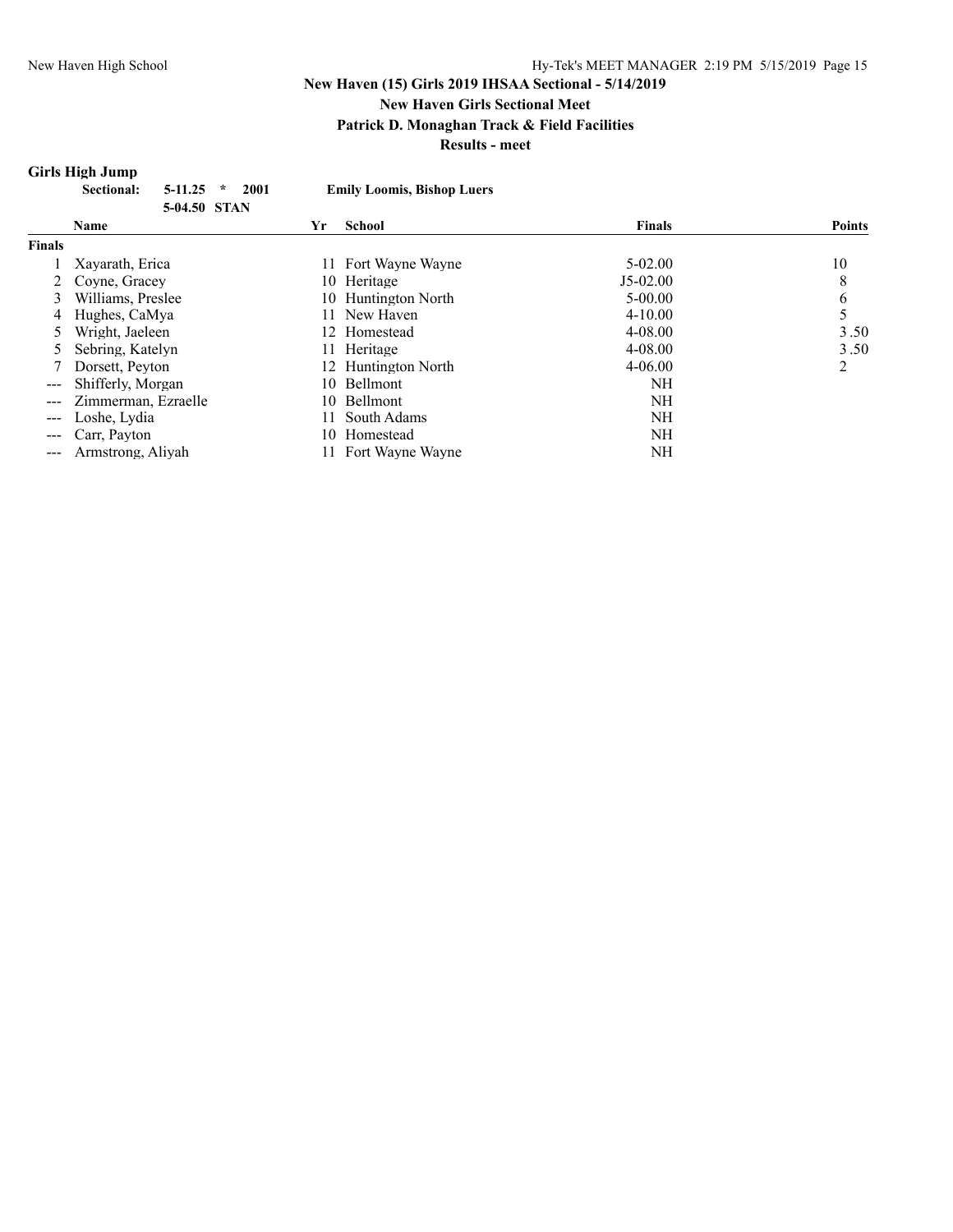**New Haven (15) Girls 2019 IHSAA Sectional - 5/14/2019**

**New Haven Girls Sectional Meet**

**Patrick D. Monaghan Track & Field Facilities**

**Results - meet**

## Girls High Jump

**Sectional:** 5-11.25 * 2001 **Emily Loomis, Bishop Luers**

5-04.50 STAN

| | Name | Yr | School | Finals | Points |
|---|---|---|---|---|---|
| **Finals** | | | | | |
| 1 | Xayarath, Erica | 11 | Fort Wayne Wayne | 5-02.00 | 10 |
| 2 | Coyne, Gracey | 10 | Heritage | J5-02.00 | 8 |
| 3 | Williams, Preslee | 10 | Huntington North | 5-00.00 | 6 |
| 4 | Hughes, CaMya | 11 | New Haven | 4-10.00 | 5 |
| 5 | Wright, Jaeleen | 12 | Homestead | 4-08.00 | 3.50 |
| 5 | Sebring, Katelyn | 11 | Heritage | 4-08.00 | 3.50 |
| 7 | Dorsett, Peyton | 12 | Huntington North | 4-06.00 | 2 |
| --- | Shifferly, Morgan | 10 | Bellmont | NH | |
| --- | Zimmerman, Ezraelle | 10 | Bellmont | NH | |
| --- | Loshe, Lydia | 11 | South Adams | NH | |
| --- | Carr, Payton | 10 | Homestead | NH | |
| --- | Armstrong, Aliyah | 11 | Fort Wayne Wayne | NH | |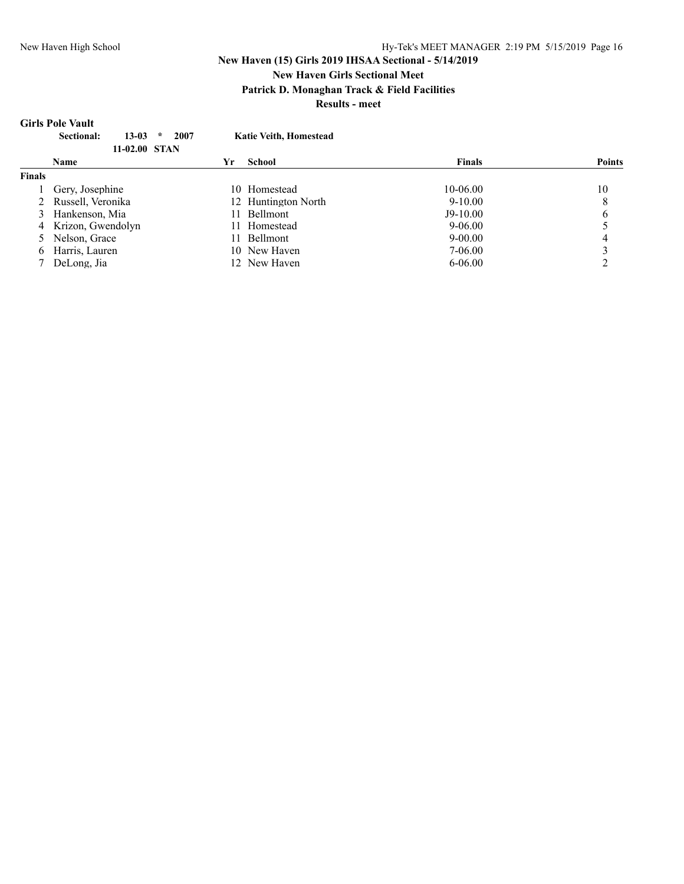# New Haven (15) Girls 2019 IHSAA Sectional - 5/14/2019

## New Haven Girls Sectional Meet

### Patrick D. Monaghan Track & Field Facilities

### Results - meet

**Girls Pole Vault**

**Sectional:** **13-03 * 2007** **Katie Veith, Homestead**

**11-02.00 STAN**

| | Name | Yr | School | Finals | Points |
|---|---|---|---|---|---|
| **Finals** | | | | | |
| 1 | Gery, Josephine | 10 | Homestead | 10-06.00 | 10 |
| 2 | Russell, Veronika | 12 | Huntington North | 9-10.00 | 8 |
| 3 | Hankenson, Mia | 11 | Bellmont | J9-10.00 | 6 |
| 4 | Krizon, Gwendolyn | 11 | Homestead | 9-06.00 | 5 |
| 5 | Nelson, Grace | 11 | Bellmont | 9-00.00 | 4 |
| 6 | Harris, Lauren | 10 | New Haven | 7-06.00 | 3 |
| 7 | DeLong, Jia | 12 | New Haven | 6-06.00 | 2 |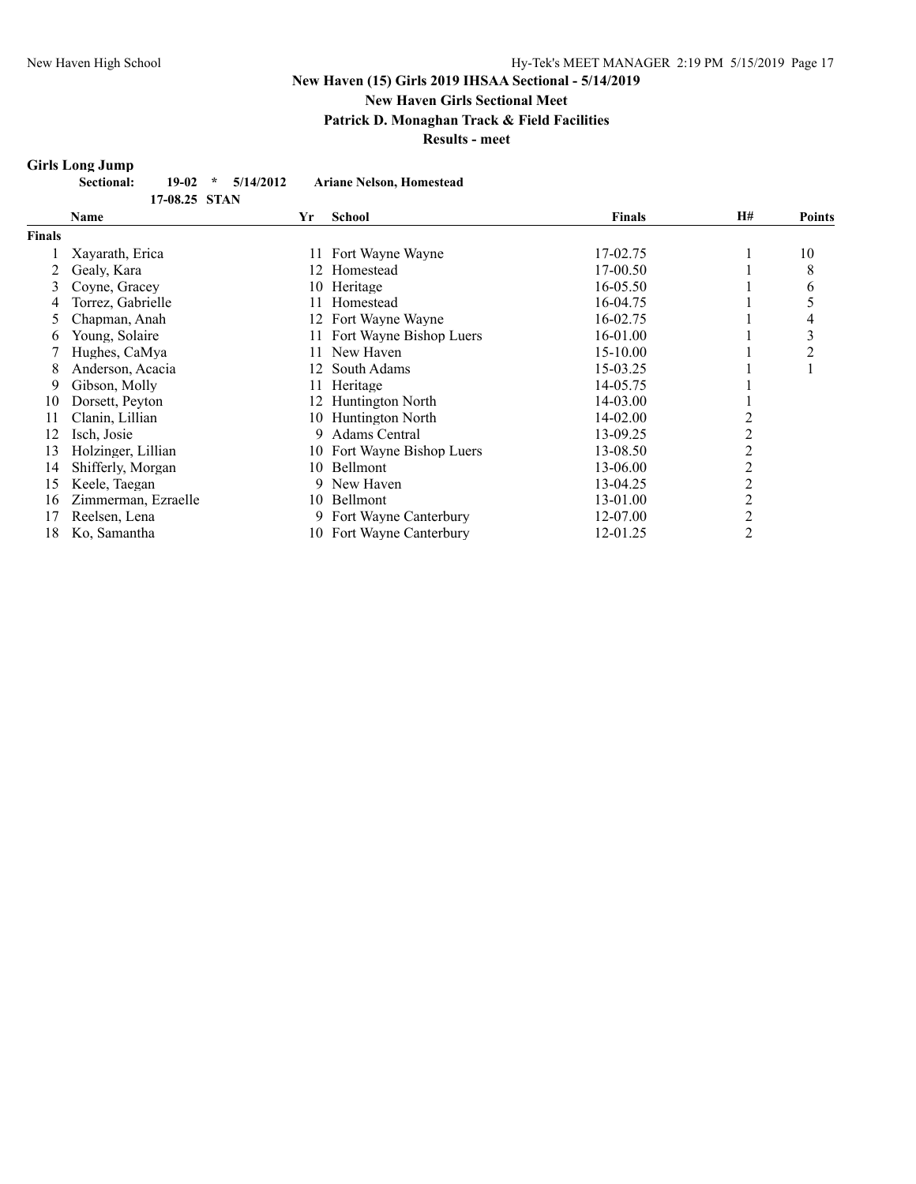New Haven (15) Girls 2019 IHSAA Sectional - 5/14/2019

New Haven Girls Sectional Meet

Patrick D. Monaghan Track & Field Facilities

Results - meet

### Girls Long Jump

**Sectional: 19-02 * 5/14/2012 Ariane Nelson, Homestead**

**17-08.25 STAN**

| | Name | Yr | School | Finals | H# | Points |
|---|---|---|---|---|---|---|
| **Finals** | | | | | | |
| 1 | Xayarath, Erica | 11 | Fort Wayne Wayne | 17-02.75 | 1 | 10 |
| 2 | Gealy, Kara | 12 | Homestead | 17-00.50 | 1 | 8 |
| 3 | Coyne, Gracey | 10 | Heritage | 16-05.50 | 1 | 6 |
| 4 | Torrez, Gabrielle | 11 | Homestead | 16-04.75 | 1 | 5 |
| 5 | Chapman, Anah | 12 | Fort Wayne Wayne | 16-02.75 | 1 | 4 |
| 6 | Young, Solaire | 11 | Fort Wayne Bishop Luers | 16-01.00 | 1 | 3 |
| 7 | Hughes, CaMya | 11 | New Haven | 15-10.00 | 1 | 2 |
| 8 | Anderson, Acacia | 12 | South Adams | 15-03.25 | 1 | 1 |
| 9 | Gibson, Molly | 11 | Heritage | 14-05.75 | 1 | |
| 10 | Dorsett, Peyton | 12 | Huntington North | 14-03.00 | 1 | |
| 11 | Clanin, Lillian | 10 | Huntington North | 14-02.00 | 2 | |
| 12 | Isch, Josie | 9 | Adams Central | 13-09.25 | 2 | |
| 13 | Holzinger, Lillian | 10 | Fort Wayne Bishop Luers | 13-08.50 | 2 | |
| 14 | Shifferly, Morgan | 10 | Bellmont | 13-06.00 | 2 | |
| 15 | Keele, Taegan | 9 | New Haven | 13-04.25 | 2 | |
| 16 | Zimmerman, Ezraelle | 10 | Bellmont | 13-01.00 | 2 | |
| 17 | Reelsen, Lena | 9 | Fort Wayne Canterbury | 12-07.00 | 2 | |
| 18 | Ko, Samantha | 10 | Fort Wayne Canterbury | 12-01.25 | 2 | |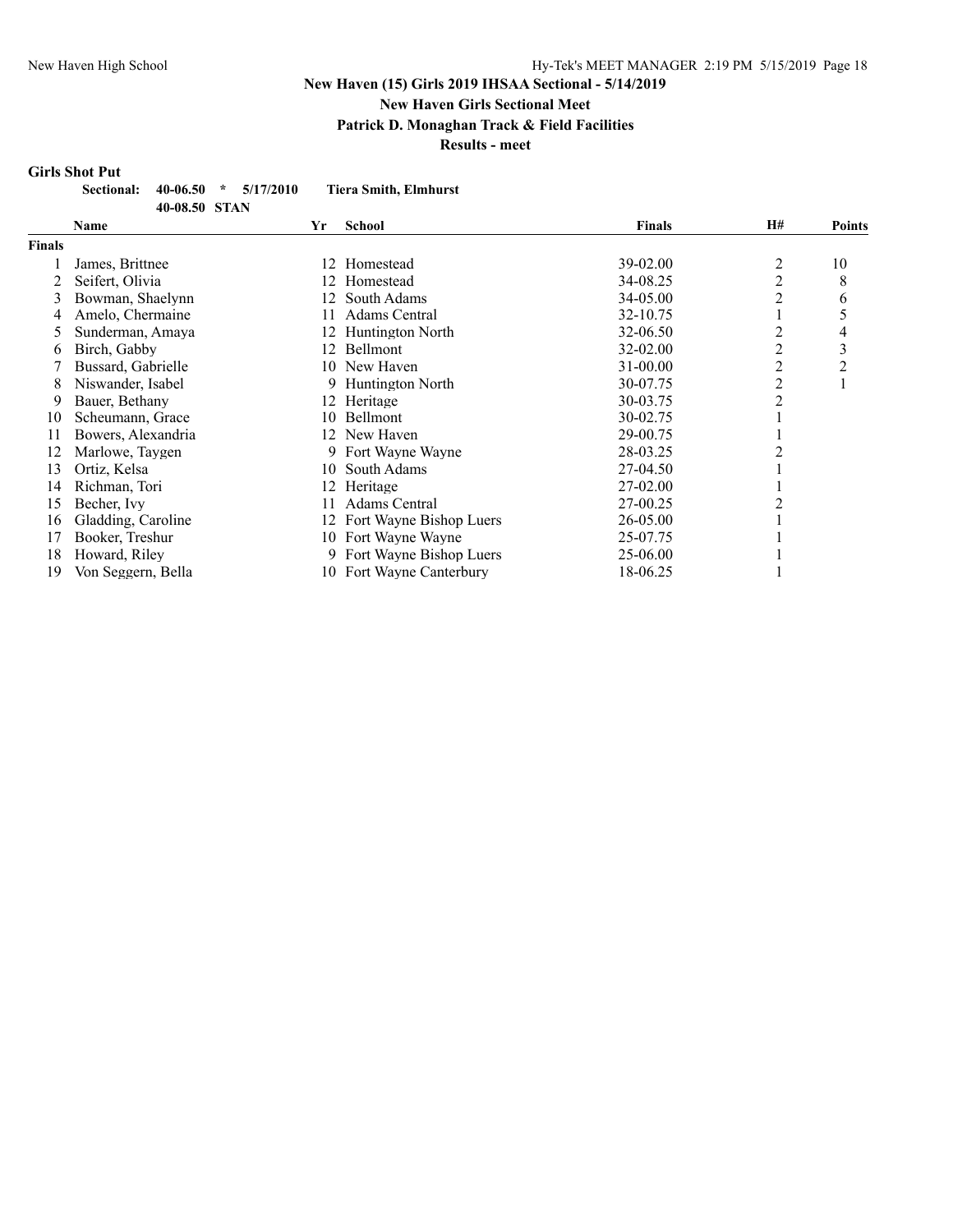## New Haven (15) Girls 2019 IHSAA Sectional - 5/14/2019

**New Haven Girls Sectional Meet**

**Patrick D. Monaghan Track & Field Facilities**

**Results - meet**

### Girls Shot Put

**Sectional: 40-06.50 * 5/17/2010 Tiera Smith, Elmhurst**

**40-08.50 STAN**

| | Name | Yr | School | Finals | H# | Points |
|---|---|---|---|---|---|---|
| **Finals** | | | | | | |
| 1 | James, Brittnee | 12 | Homestead | 39-02.00 | 2 | 10 |
| 2 | Seifert, Olivia | 12 | Homestead | 34-08.25 | 2 | 8 |
| 3 | Bowman, Shaelynn | 12 | South Adams | 34-05.00 | 2 | 6 |
| 4 | Amelo, Chermaine | 11 | Adams Central | 32-10.75 | 1 | 5 |
| 5 | Sunderman, Amaya | 12 | Huntington North | 32-06.50 | 2 | 4 |
| 6 | Birch, Gabby | 12 | Bellmont | 32-02.00 | 2 | 3 |
| 7 | Bussard, Gabrielle | 10 | New Haven | 31-00.00 | 2 | 2 |
| 8 | Niswander, Isabel | 9 | Huntington North | 30-07.75 | 2 | 1 |
| 9 | Bauer, Bethany | 12 | Heritage | 30-03.75 | 2 | |
| 10 | Scheumann, Grace | 10 | Bellmont | 30-02.75 | 1 | |
| 11 | Bowers, Alexandria | 12 | New Haven | 29-00.75 | 1 | |
| 12 | Marlowe, Taygen | 9 | Fort Wayne Wayne | 28-03.25 | 2 | |
| 13 | Ortiz, Kelsa | 10 | South Adams | 27-04.50 | 1 | |
| 14 | Richman, Tori | 12 | Heritage | 27-02.00 | 1 | |
| 15 | Becher, Ivy | 11 | Adams Central | 27-00.25 | 2 | |
| 16 | Gladding, Caroline | 12 | Fort Wayne Bishop Luers | 26-05.00 | 1 | |
| 17 | Booker, Treshur | 10 | Fort Wayne Wayne | 25-07.75 | 1 | |
| 18 | Howard, Riley | 9 | Fort Wayne Bishop Luers | 25-06.00 | 1 | |
| 19 | Von Seggern, Bella | 10 | Fort Wayne Canterbury | 18-06.25 | 1 | |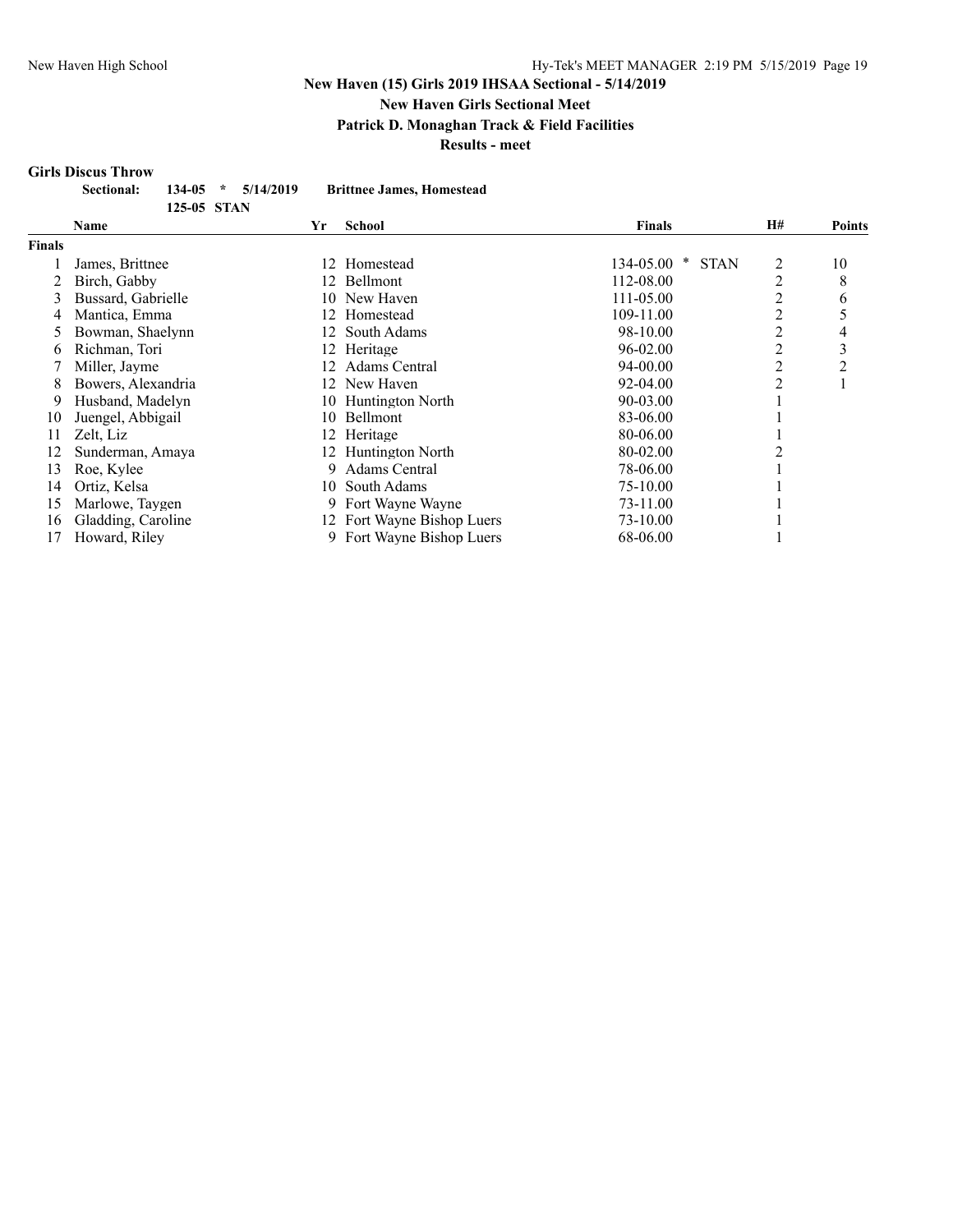## New Haven (15) Girls 2019 IHSAA Sectional - 5/14/2019

**New Haven Girls Sectional Meet**

**Patrick D. Monaghan Track & Field Facilities**

**Results - meet**

### Girls Discus Throw

**Sectional: 134-05 * 5/14/2019 Brittnee James, Homestead**

**125-05 STAN**

| | Name | Yr | School | Finals | H# | Points |
|---|---|---|---|---|---|---|
| **Finals** | | | | | | |
| 1 | James, Brittnee | 12 | Homestead | 134-05.00 * STAN | 2 | 10 |
| 2 | Birch, Gabby | 12 | Bellmont | 112-08.00 | 2 | 8 |
| 3 | Bussard, Gabrielle | 10 | New Haven | 111-05.00 | 2 | 6 |
| 4 | Mantica, Emma | 12 | Homestead | 109-11.00 | 2 | 5 |
| 5 | Bowman, Shaelynn | 12 | South Adams | 98-10.00 | 2 | 4 |
| 6 | Richman, Tori | 12 | Heritage | 96-02.00 | 2 | 3 |
| 7 | Miller, Jayme | 12 | Adams Central | 94-00.00 | 2 | 2 |
| 8 | Bowers, Alexandria | 12 | New Haven | 92-04.00 | 2 | 1 |
| 9 | Husband, Madelyn | 10 | Huntington North | 90-03.00 | 1 | |
| 10 | Juengel, Abbigail | 10 | Bellmont | 83-06.00 | 1 | |
| 11 | Zelt, Liz | 12 | Heritage | 80-06.00 | 1 | |
| 12 | Sunderman, Amaya | 12 | Huntington North | 80-02.00 | 2 | |
| 13 | Roe, Kylee | 9 | Adams Central | 78-06.00 | 1 | |
| 14 | Ortiz, Kelsa | 10 | South Adams | 75-10.00 | 1 | |
| 15 | Marlowe, Taygen | 9 | Fort Wayne Wayne | 73-11.00 | 1 | |
| 16 | Gladding, Caroline | 12 | Fort Wayne Bishop Luers | 73-10.00 | 1 | |
| 17 | Howard, Riley | 9 | Fort Wayne Bishop Luers | 68-06.00 | 1 | |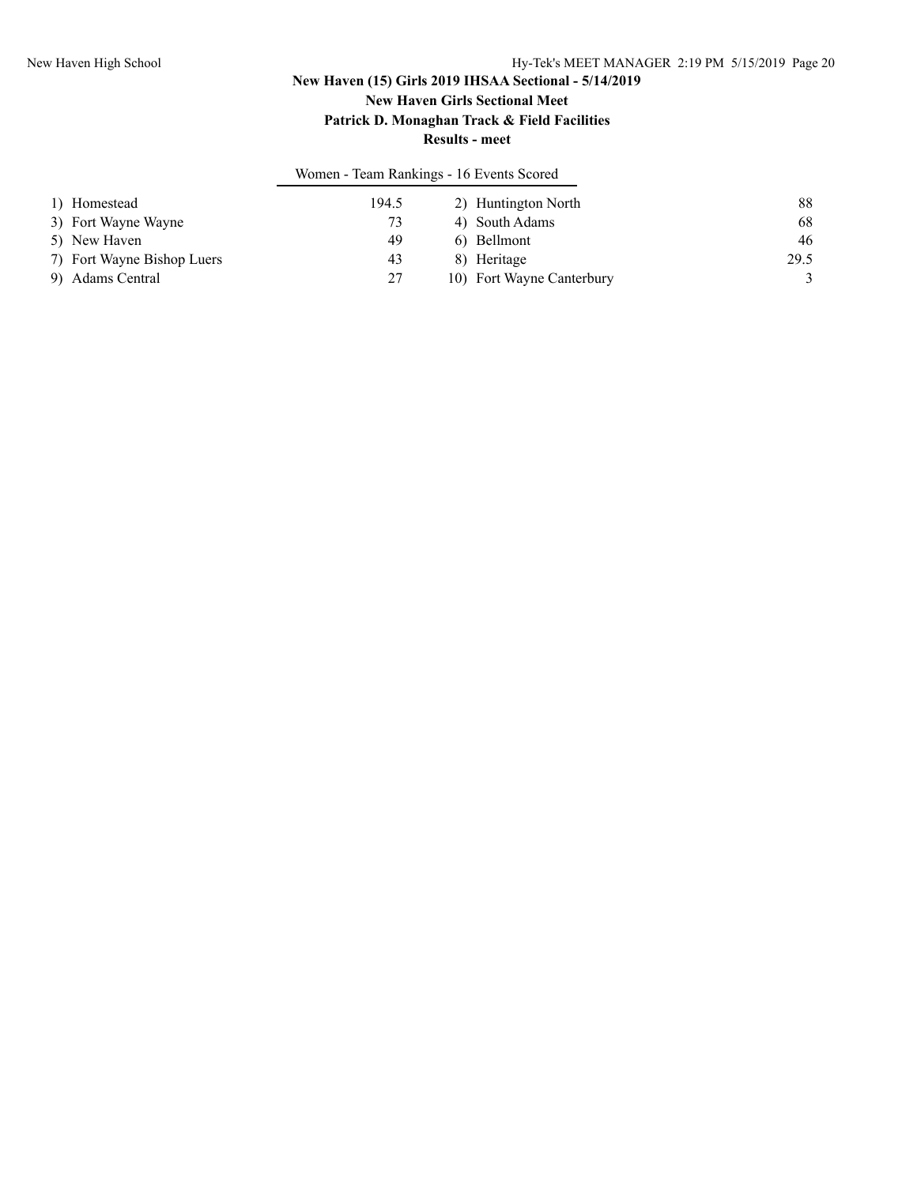**New Haven (15) Girls 2019 IHSAA Sectional - 5/14/2019**

**New Haven Girls Sectional Meet**

**Patrick D. Monaghan Track & Field Facilities**

**Results - meet**

Women - Team Rankings - 16 Events Scored

| | | | |
|---|---|---|---|
| 1) Homestead | 194.5 | 2) Huntington North | 88 |
| 3) Fort Wayne Wayne | 73 | 4) South Adams | 68 |
| 5) New Haven | 49 | 6) Bellmont | 46 |
| 7) Fort Wayne Bishop Luers | 43 | 8) Heritage | 29.5 |
| 9) Adams Central | 27 | 10) Fort Wayne Canterbury | 3 |